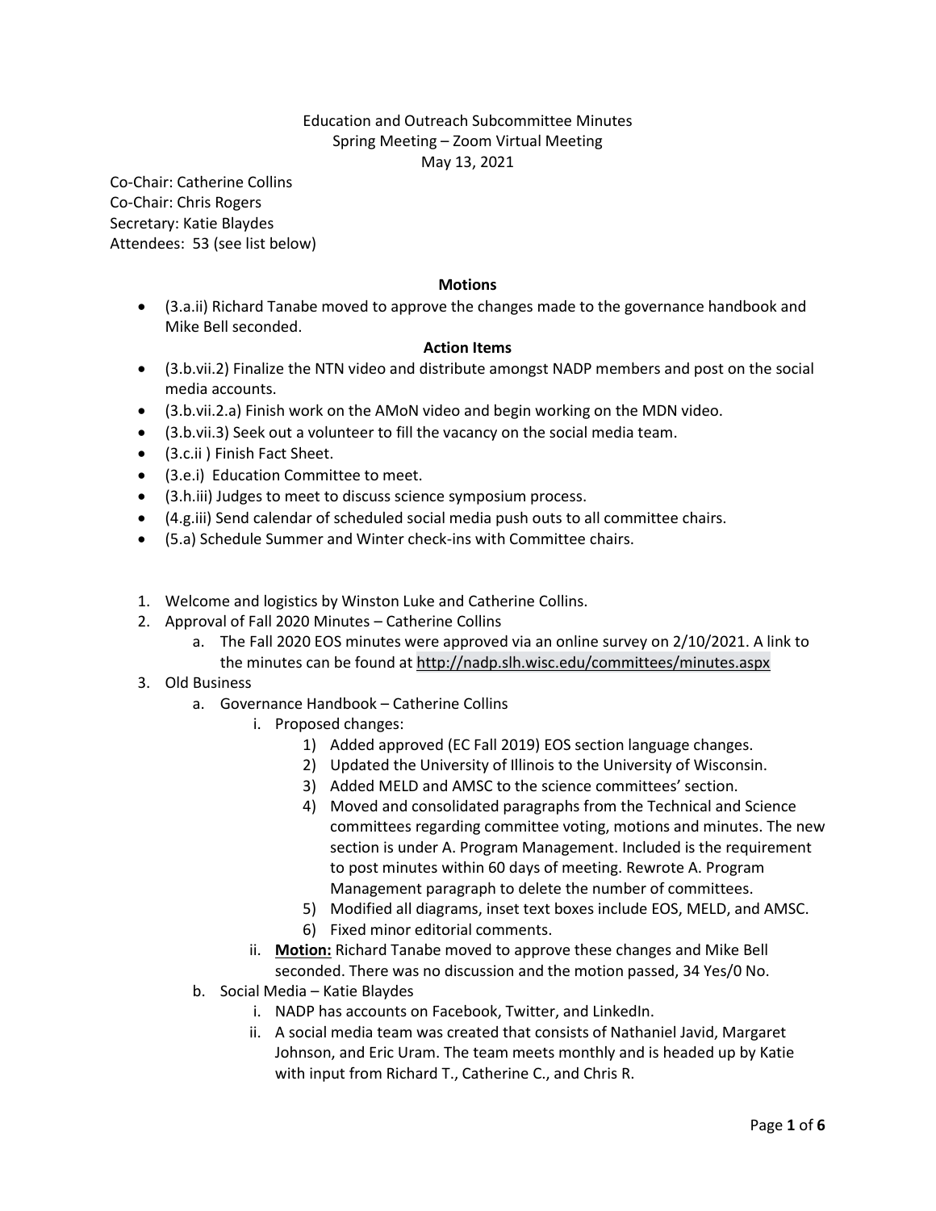# Education and Outreach Subcommittee Minutes

Spring Meeting – Zoom Virtual Meeting

May 13, 2021

Co-Chair: Catherine Collins
Co-Chair: Chris Rogers
Secretary: Katie Blaydes
Attendees: 53 (see list below)

**Motions**

- (3.a.ii) Richard Tanabe moved to approve the changes made to the governance handbook and Mike Bell seconded.

**Action Items**

- (3.b.vii.2) Finalize the NTN video and distribute amongst NADP members and post on the social media accounts.
- (3.b.vii.2.a) Finish work on the AMoN video and begin working on the MDN video.
- (3.b.vii.3) Seek out a volunteer to fill the vacancy on the social media team.
- (3.c.ii ) Finish Fact Sheet.
- (3.e.i) Education Committee to meet.
- (3.h.iii) Judges to meet to discuss science symposium process.
- (4.g.iii) Send calendar of scheduled social media push outs to all committee chairs.
- (5.a) Schedule Summer and Winter check-ins with Committee chairs.

1. Welcome and logistics by Winston Luke and Catherine Collins.
2. Approval of Fall 2020 Minutes – Catherine Collins
   a. The Fall 2020 EOS minutes were approved via an online survey on 2/10/2021. A link to the minutes can be found at http://nadp.slh.wisc.edu/committees/minutes.aspx
3. Old Business
   a. Governance Handbook – Catherine Collins
      i. Proposed changes:
         1) Added approved (EC Fall 2019) EOS section language changes.
         2) Updated the University of Illinois to the University of Wisconsin.
         3) Added MELD and AMSC to the science committees' section.
         4) Moved and consolidated paragraphs from the Technical and Science committees regarding committee voting, motions and minutes. The new section is under A. Program Management. Included is the requirement to post minutes within 60 days of meeting. Rewrote A. Program Management paragraph to delete the number of committees.
         5) Modified all diagrams, inset text boxes include EOS, MELD, and AMSC.
         6) Fixed minor editorial comments.
      ii. **Motion:** Richard Tanabe moved to approve these changes and Mike Bell seconded. There was no discussion and the motion passed, 34 Yes/0 No.
   b. Social Media – Katie Blaydes
      i. NADP has accounts on Facebook, Twitter, and LinkedIn.
      ii. A social media team was created that consists of Nathaniel Javid, Margaret Johnson, and Eric Uram. The team meets monthly and is headed up by Katie with input from Richard T., Catherine C., and Chris R.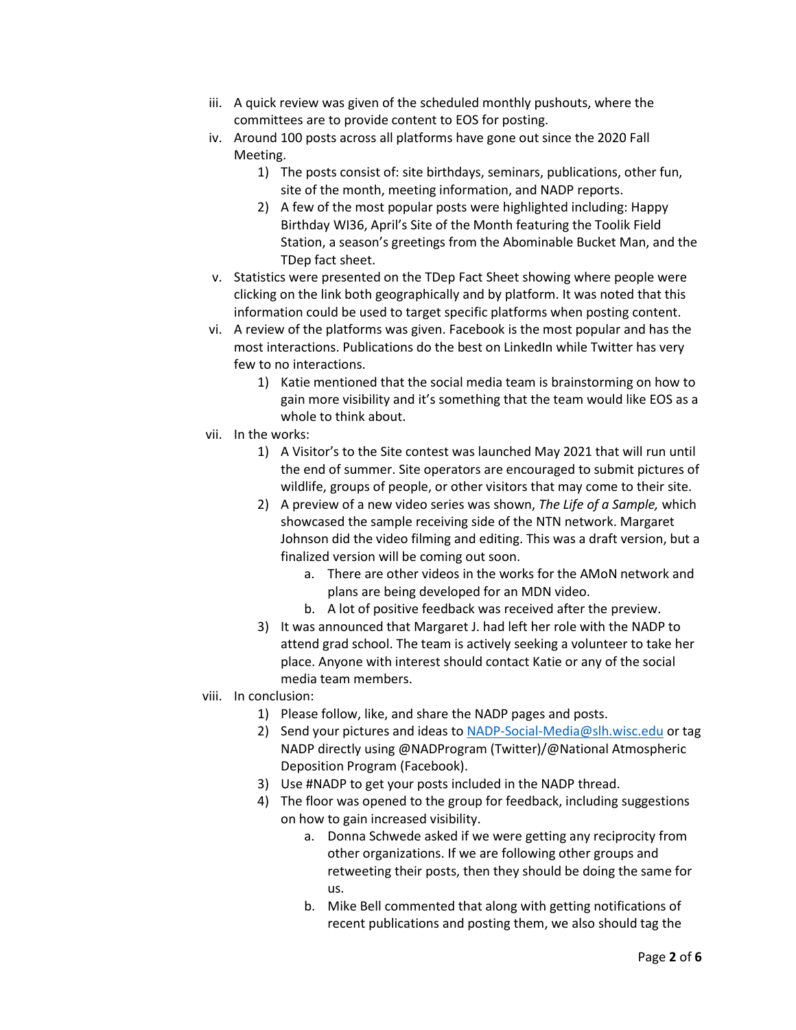iii. A quick review was given of the scheduled monthly pushouts, where the committees are to provide content to EOS for posting.

iv. Around 100 posts across all platforms have gone out since the 2020 Fall Meeting.

   1) The posts consist of: site birthdays, seminars, publications, other fun, site of the month, meeting information, and NADP reports.
   2) A few of the most popular posts were highlighted including: Happy Birthday WI36, April's Site of the Month featuring the Toolik Field Station, a season's greetings from the Abominable Bucket Man, and the TDep fact sheet.

v. Statistics were presented on the TDep Fact Sheet showing where people were clicking on the link both geographically and by platform. It was noted that this information could be used to target specific platforms when posting content.

vi. A review of the platforms was given. Facebook is the most popular and has the most interactions. Publications do the best on LinkedIn while Twitter has very few to no interactions.

   1) Katie mentioned that the social media team is brainstorming on how to gain more visibility and it's something that the team would like EOS as a whole to think about.

vii. In the works:

   1) A Visitor's to the Site contest was launched May 2021 that will run until the end of summer. Site operators are encouraged to submit pictures of wildlife, groups of people, or other visitors that may come to their site.
   2) A preview of a new video series was shown, *The Life of a Sample,* which showcased the sample receiving side of the NTN network. Margaret Johnson did the video filming and editing. This was a draft version, but a finalized version will be coming out soon.
      a. There are other videos in the works for the AMoN network and plans are being developed for an MDN video.
      b. A lot of positive feedback was received after the preview.
   3) It was announced that Margaret J. had left her role with the NADP to attend grad school. The team is actively seeking a volunteer to take her place. Anyone with interest should contact Katie or any of the social media team members.

viii. In conclusion:

   1) Please follow, like, and share the NADP pages and posts.
   2) Send your pictures and ideas to [NADP-Social-Media@slh.wisc.edu](mailto:NADP-Social-Media@slh.wisc.edu) or tag NADP directly using @NADProgram (Twitter)/@National Atmospheric Deposition Program (Facebook).
   3) Use #NADP to get your posts included in the NADP thread.
   4) The floor was opened to the group for feedback, including suggestions on how to gain increased visibility.
      a. Donna Schwede asked if we were getting any reciprocity from other organizations. If we are following other groups and retweeting their posts, then they should be doing the same for us.
      b. Mike Bell commented that along with getting notifications of recent publications and posting them, we also should tag the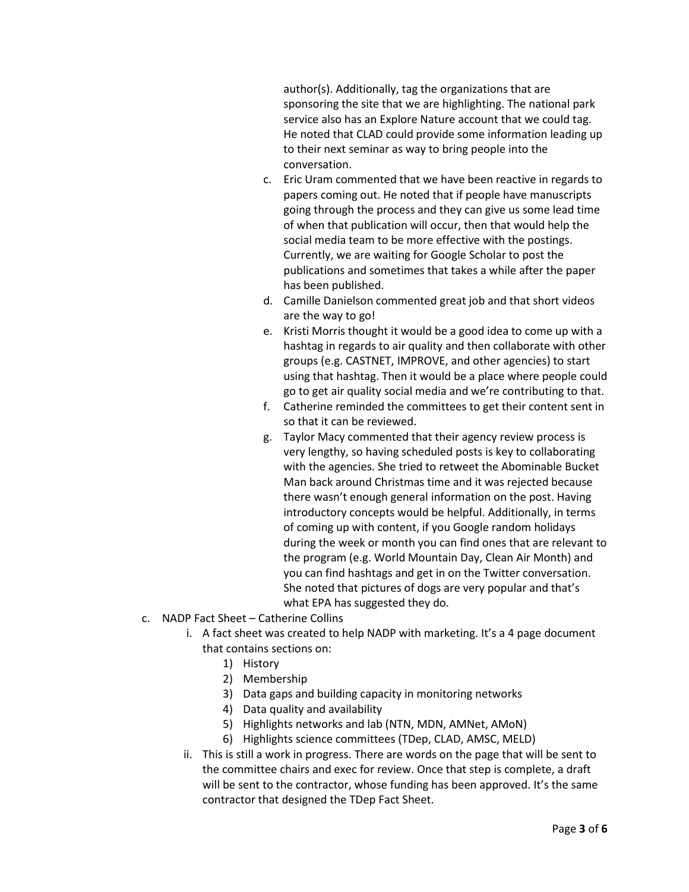author(s). Additionally, tag the organizations that are sponsoring the site that we are highlighting. The national park service also has an Explore Nature account that we could tag. He noted that CLAD could provide some information leading up to their next seminar as way to bring people into the conversation.

   c. Eric Uram commented that we have been reactive in regards to papers coming out. He noted that if people have manuscripts going through the process and they can give us some lead time of when that publication will occur, then that would help the social media team to be more effective with the postings. Currently, we are waiting for Google Scholar to post the publications and sometimes that takes a while after the paper has been published.
   d. Camille Danielson commented great job and that short videos are the way to go!
   e. Kristi Morris thought it would be a good idea to come up with a hashtag in regards to air quality and then collaborate with other groups (e.g. CASTNET, IMPROVE, and other agencies) to start using that hashtag. Then it would be a place where people could go to get air quality social media and we're contributing to that.
   f. Catherine reminded the committees to get their content sent in so that it can be reviewed.
   g. Taylor Macy commented that their agency review process is very lengthy, so having scheduled posts is key to collaborating with the agencies. She tried to retweet the Abominable Bucket Man back around Christmas time and it was rejected because there wasn't enough general information on the post. Having introductory concepts would be helpful. Additionally, in terms of coming up with content, if you Google random holidays during the week or month you can find ones that are relevant to the program (e.g. World Mountain Day, Clean Air Month) and you can find hashtags and get in on the Twitter conversation. She noted that pictures of dogs are very popular and that's what EPA has suggested they do.

c. NADP Fact Sheet – Catherine Collins

   i. A fact sheet was created to help NADP with marketing. It's a 4 page document that contains sections on:
      1) History
      2) Membership
      3) Data gaps and building capacity in monitoring networks
      4) Data quality and availability
      5) Highlights networks and lab (NTN, MDN, AMNet, AMoN)
      6) Highlights science committees (TDep, CLAD, AMSC, MELD)
   ii. This is still a work in progress. There are words on the page that will be sent to the committee chairs and exec for review. Once that step is complete, a draft will be sent to the contractor, whose funding has been approved. It's the same contractor that designed the TDep Fact Sheet.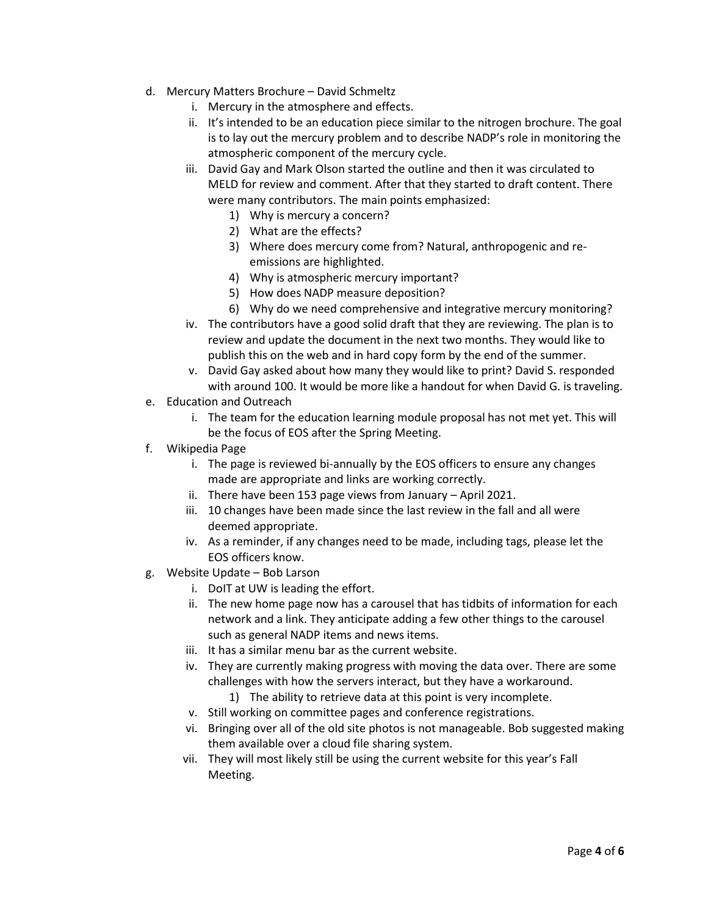d. Mercury Matters Brochure – David Schmeltz
   i. Mercury in the atmosphere and effects.
   ii. It's intended to be an education piece similar to the nitrogen brochure. The goal is to lay out the mercury problem and to describe NADP's role in monitoring the atmospheric component of the mercury cycle.
   iii. David Gay and Mark Olson started the outline and then it was circulated to MELD for review and comment. After that they started to draft content. There were many contributors. The main points emphasized:
      1) Why is mercury a concern?
      2) What are the effects?
      3) Where does mercury come from? Natural, anthropogenic and re-emissions are highlighted.
      4) Why is atmospheric mercury important?
      5) How does NADP measure deposition?
      6) Why do we need comprehensive and integrative mercury monitoring?
   iv. The contributors have a good solid draft that they are reviewing. The plan is to review and update the document in the next two months. They would like to publish this on the web and in hard copy form by the end of the summer.
   v. David Gay asked about how many they would like to print? David S. responded with around 100. It would be more like a handout for when David G. is traveling.

e. Education and Outreach
   i. The team for the education learning module proposal has not met yet. This will be the focus of EOS after the Spring Meeting.

f. Wikipedia Page
   i. The page is reviewed bi-annually by the EOS officers to ensure any changes made are appropriate and links are working correctly.
   ii. There have been 153 page views from January – April 2021.
   iii. 10 changes have been made since the last review in the fall and all were deemed appropriate.
   iv. As a reminder, if any changes need to be made, including tags, please let the EOS officers know.

g. Website Update – Bob Larson
   i. DoIT at UW is leading the effort.
   ii. The new home page now has a carousel that has tidbits of information for each network and a link. They anticipate adding a few other things to the carousel such as general NADP items and news items.
   iii. It has a similar menu bar as the current website.
   iv. They are currently making progress with moving the data over. There are some challenges with how the servers interact, but they have a workaround.
      1) The ability to retrieve data at this point is very incomplete.
   v. Still working on committee pages and conference registrations.
   vi. Bringing over all of the old site photos is not manageable. Bob suggested making them available over a cloud file sharing system.
   vii. They will most likely still be using the current website for this year's Fall Meeting.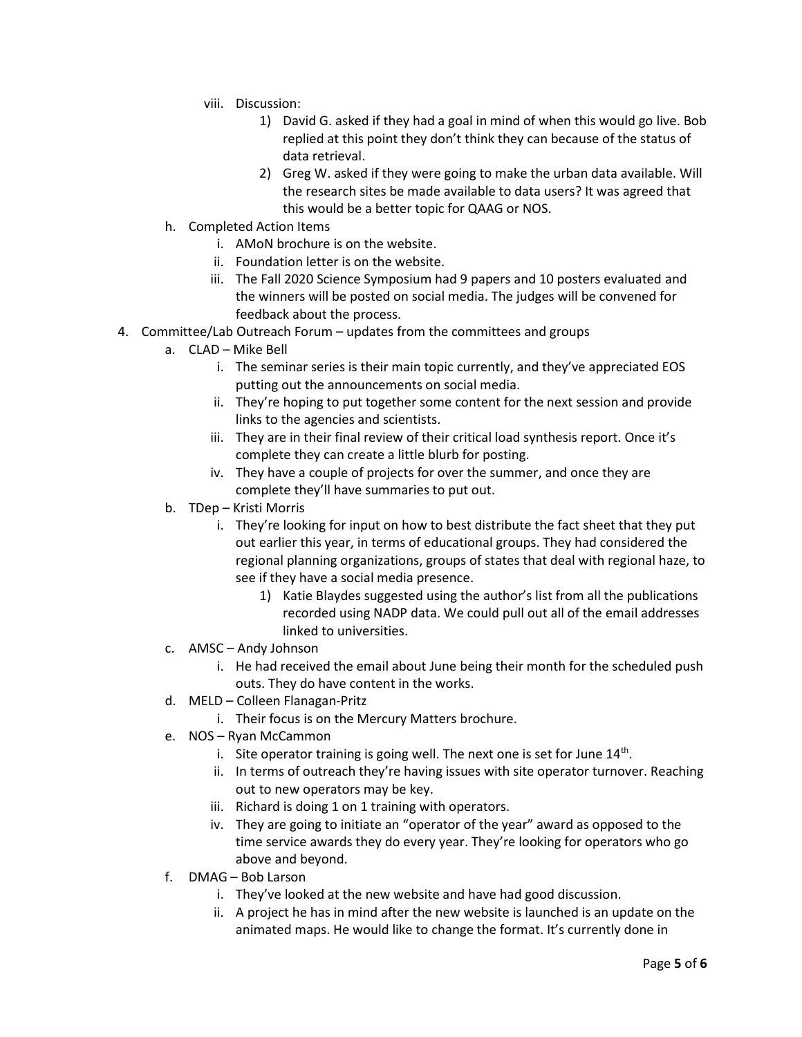viii. Discussion:

1) David G. asked if they had a goal in mind of when this would go live. Bob replied at this point they don't think they can because of the status of data retrieval.
2) Greg W. asked if they were going to make the urban data available. Will the research sites be made available to data users? It was agreed that this would be a better topic for QAAG or NOS.

h. Completed Action Items

i. AMoN brochure is on the website.

ii. Foundation letter is on the website.

iii. The Fall 2020 Science Symposium had 9 papers and 10 posters evaluated and the winners will be posted on social media. The judges will be convened for feedback about the process.

4. Committee/Lab Outreach Forum – updates from the committees and groups

a. CLAD – Mike Bell

i. The seminar series is their main topic currently, and they've appreciated EOS putting out the announcements on social media.

ii. They're hoping to put together some content for the next session and provide links to the agencies and scientists.

iii. They are in their final review of their critical load synthesis report. Once it's complete they can create a little blurb for posting.

iv. They have a couple of projects for over the summer, and once they are complete they'll have summaries to put out.

b. TDep – Kristi Morris

i. They're looking for input on how to best distribute the fact sheet that they put out earlier this year, in terms of educational groups. They had considered the regional planning organizations, groups of states that deal with regional haze, to see if they have a social media presence.

1) Katie Blaydes suggested using the author's list from all the publications recorded using NADP data. We could pull out all of the email addresses linked to universities.

c. AMSC – Andy Johnson

i. He had received the email about June being their month for the scheduled push outs. They do have content in the works.

d. MELD – Colleen Flanagan-Pritz

i. Their focus is on the Mercury Matters brochure.

e. NOS – Ryan McCammon

i. Site operator training is going well. The next one is set for June 14th.

ii. In terms of outreach they're having issues with site operator turnover. Reaching out to new operators may be key.

iii. Richard is doing 1 on 1 training with operators.

iv. They are going to initiate an "operator of the year" award as opposed to the time service awards they do every year. They're looking for operators who go above and beyond.

f. DMAG – Bob Larson

i. They've looked at the new website and have had good discussion.

ii. A project he has in mind after the new website is launched is an update on the animated maps. He would like to change the format. It's currently done in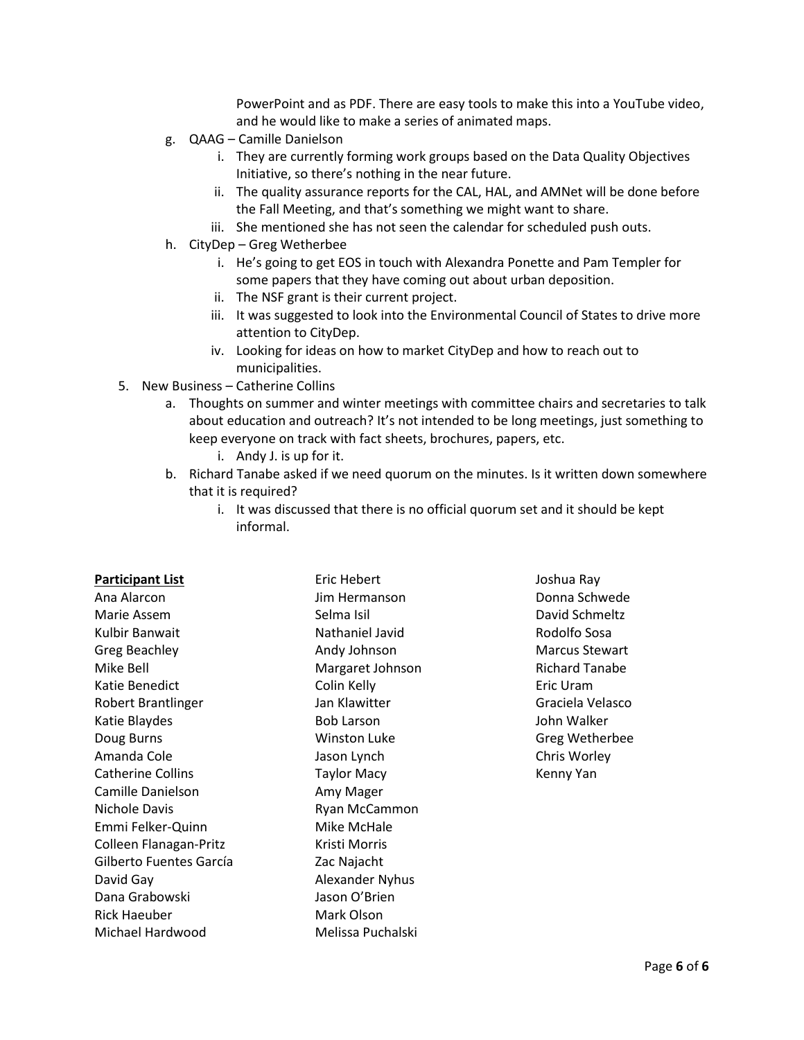PowerPoint and as PDF. There are easy tools to make this into a YouTube video, and he would like to make a series of animated maps.

g. QAAG – Camille Danielson
    i. They are currently forming work groups based on the Data Quality Objectives Initiative, so there's nothing in the near future.
    ii. The quality assurance reports for the CAL, HAL, and AMNet will be done before the Fall Meeting, and that's something we might want to share.
    iii. She mentioned she has not seen the calendar for scheduled push outs.

h. CityDep – Greg Wetherbee
    i. He's going to get EOS in touch with Alexandra Ponette and Pam Templer for some papers that they have coming out about urban deposition.
    ii. The NSF grant is their current project.
    iii. It was suggested to look into the Environmental Council of States to drive more attention to CityDep.
    iv. Looking for ideas on how to market CityDep and how to reach out to municipalities.

5. New Business – Catherine Collins
    a. Thoughts on summer and winter meetings with committee chairs and secretaries to talk about education and outreach? It's not intended to be long meetings, just something to keep everyone on track with fact sheets, brochures, papers, etc.
        i. Andy J. is up for it.
    b. Richard Tanabe asked if we need quorum on the minutes. Is it written down somewhere that it is required?
        i. It was discussed that there is no official quorum set and it should be kept informal.

**Participant List**

Ana Alarcon
Marie Assem
Kulbir Banwait
Greg Beachley
Mike Bell
Katie Benedict
Robert Brantlinger
Katie Blaydes
Doug Burns
Amanda Cole
Catherine Collins
Camille Danielson
Nichole Davis
Emmi Felker-Quinn
Colleen Flanagan-Pritz
Gilberto Fuentes García
David Gay
Dana Grabowski
Rick Haeuber
Michael Hardwood
Eric Hebert
Jim Hermanson
Selma Isil
Nathaniel Javid
Andy Johnson
Margaret Johnson
Colin Kelly
Jan Klawitter
Bob Larson
Winston Luke
Jason Lynch
Taylor Macy
Amy Mager
Ryan McCammon
Mike McHale
Kristi Morris
Zac Najacht
Alexander Nyhus
Jason O'Brien
Mark Olson
Melissa Puchalski
Joshua Ray
Donna Schwede
David Schmeltz
Rodolfo Sosa
Marcus Stewart
Richard Tanabe
Eric Uram
Graciela Velasco
John Walker
Greg Wetherbee
Chris Worley
Kenny Yan